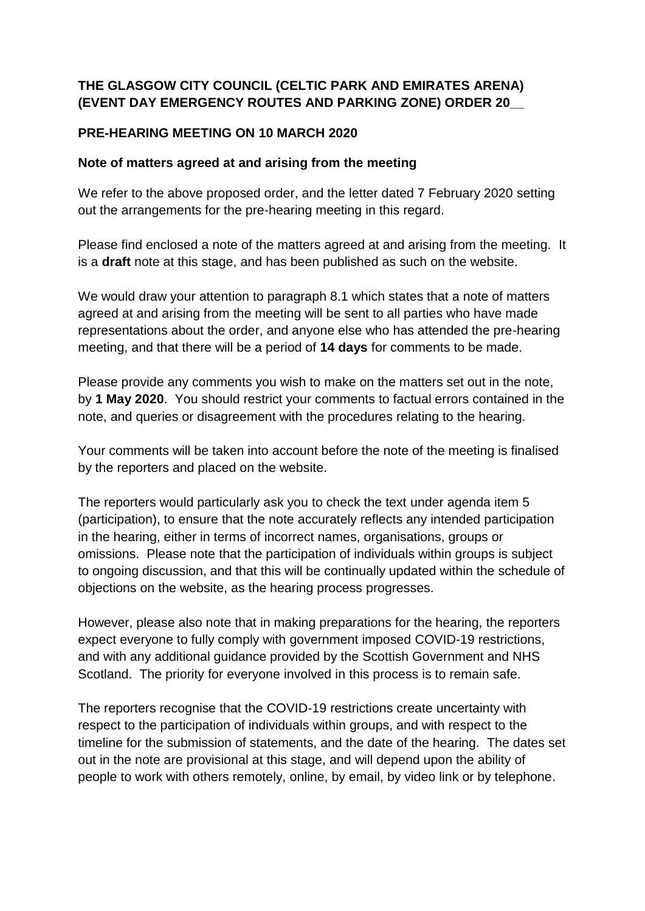**THE GLASGOW CITY COUNCIL (CELTIC PARK AND EMIRATES ARENA) (EVENT DAY EMERGENCY ROUTES AND PARKING ZONE) ORDER 20__**

**PRE-HEARING MEETING ON 10 MARCH 2020**

**Note of matters agreed at and arising from the meeting**

We refer to the above proposed order, and the letter dated 7 February 2020 setting out the arrangements for the pre-hearing meeting in this regard.

Please find enclosed a note of the matters agreed at and arising from the meeting. It is a **draft** note at this stage, and has been published as such on the website.

We would draw your attention to paragraph 8.1 which states that a note of matters agreed at and arising from the meeting will be sent to all parties who have made representations about the order, and anyone else who has attended the pre-hearing meeting, and that there will be a period of **14 days** for comments to be made.

Please provide any comments you wish to make on the matters set out in the note, by **1 May 2020**. You should restrict your comments to factual errors contained in the note, and queries or disagreement with the procedures relating to the hearing.

Your comments will be taken into account before the note of the meeting is finalised by the reporters and placed on the website.

The reporters would particularly ask you to check the text under agenda item 5 (participation), to ensure that the note accurately reflects any intended participation in the hearing, either in terms of incorrect names, organisations, groups or omissions. Please note that the participation of individuals within groups is subject to ongoing discussion, and that this will be continually updated within the schedule of objections on the website, as the hearing process progresses.

However, please also note that in making preparations for the hearing, the reporters expect everyone to fully comply with government imposed COVID-19 restrictions, and with any additional guidance provided by the Scottish Government and NHS Scotland. The priority for everyone involved in this process is to remain safe.

The reporters recognise that the COVID-19 restrictions create uncertainty with respect to the participation of individuals within groups, and with respect to the timeline for the submission of statements, and the date of the hearing. The dates set out in the note are provisional at this stage, and will depend upon the ability of people to work with others remotely, online, by email, by video link or by telephone.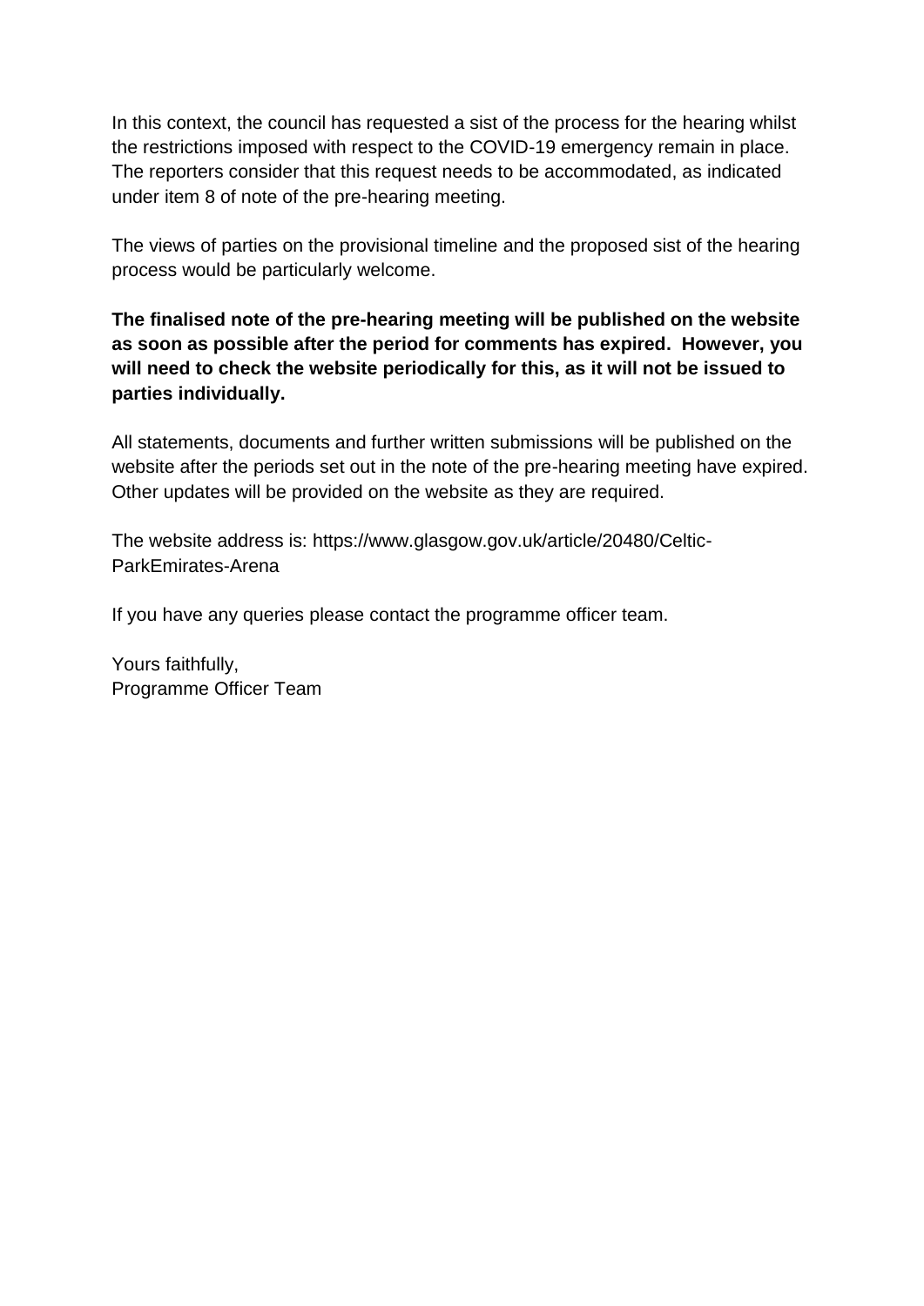In this context, the council has requested a sist of the process for the hearing whilst the restrictions imposed with respect to the COVID-19 emergency remain in place. The reporters consider that this request needs to be accommodated, as indicated under item 8 of note of the pre-hearing meeting.

The views of parties on the provisional timeline and the proposed sist of the hearing process would be particularly welcome.

**The finalised note of the pre-hearing meeting will be published on the website as soon as possible after the period for comments has expired. However, you will need to check the website periodically for this, as it will not be issued to parties individually.**

All statements, documents and further written submissions will be published on the website after the periods set out in the note of the pre-hearing meeting have expired. Other updates will be provided on the website as they are required.

The website address is: https://www.glasgow.gov.uk/article/20480/Celtic-ParkEmirates-Arena

If you have any queries please contact the programme officer team.

Yours faithfully,
Programme Officer Team